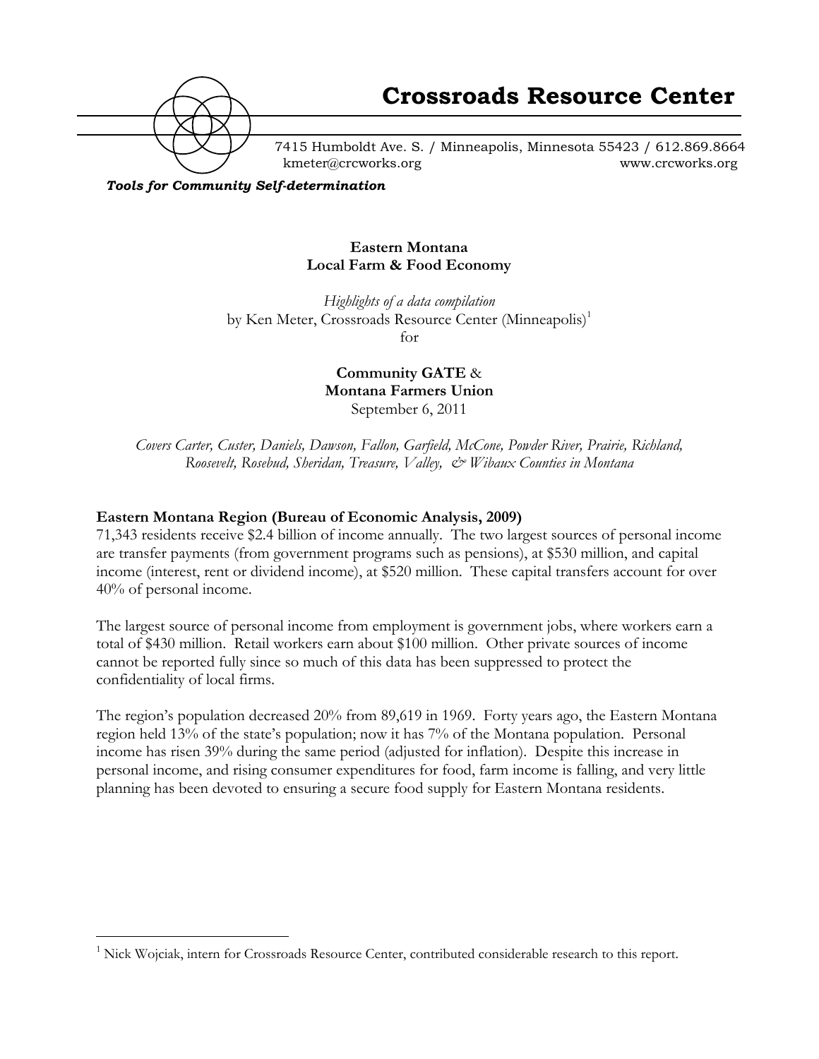# Crossroads Resource Center

7415 Humboldt Ave. S. / Minneapolis, Minnesota 55423 / 612.869.8664
kmeter@crcworks.org www.crcworks.org

***Tools for Community Self-determination***

**Eastern Montana**
**Local Farm & Food Economy**

*Highlights of a data compilation*
by Ken Meter, Crossroads Resource Center (Minneapolis)[1]
for

**Community GATE** &
**Montana Farmers Union**
September 6, 2011

*Covers Carter, Custer, Daniels, Dawson, Fallon, Garfield, McCone, Powder River, Prairie, Richland, Roosevelt, Rosebud, Sheridan, Treasure, Valley, & Wibaux Counties in Montana*

**Eastern Montana Region (Bureau of Economic Analysis, 2009)**

71,343 residents receive \$2.4 billion of income annually. The two largest sources of personal income are transfer payments (from government programs such as pensions), at \$530 million, and capital income (interest, rent or dividend income), at \$520 million. These capital transfers account for over 40% of personal income.

The largest source of personal income from employment is government jobs, where workers earn a total of \$430 million. Retail workers earn about \$100 million. Other private sources of income cannot be reported fully since so much of this data has been suppressed to protect the confidentiality of local firms.

The region's population decreased 20% from 89,619 in 1969. Forty years ago, the Eastern Montana region held 13% of the state's population; now it has 7% of the Montana population. Personal income has risen 39% during the same period (adjusted for inflation). Despite this increase in personal income, and rising consumer expenditures for food, farm income is falling, and very little planning has been devoted to ensuring a secure food supply for Eastern Montana residents.

[1] Nick Wojciak, intern for Crossroads Resource Center, contributed considerable research to this report.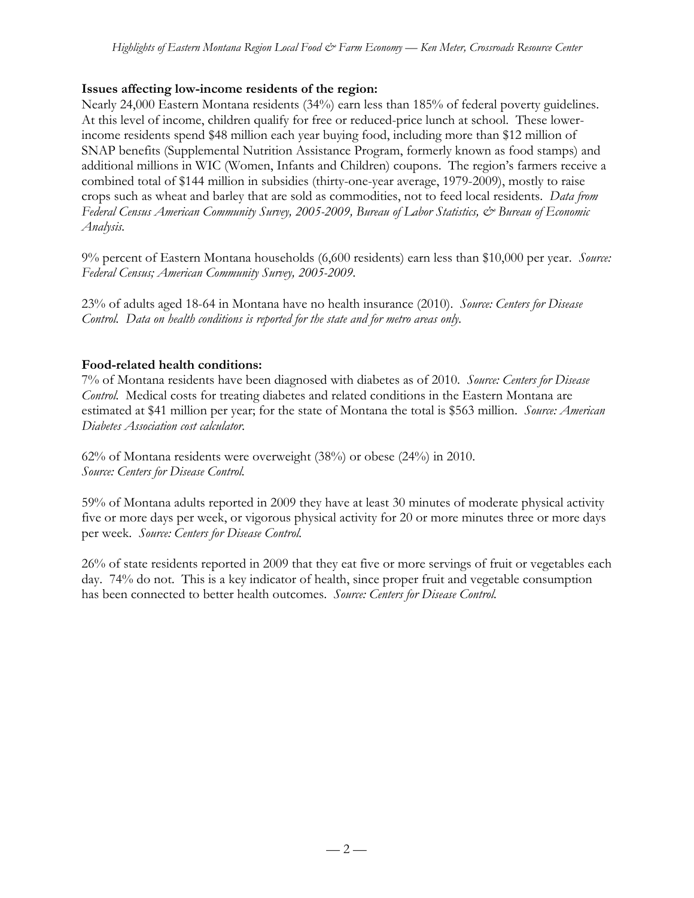**Issues affecting low-income residents of the region:**

Nearly 24,000 Eastern Montana residents (34%) earn less than 185% of federal poverty guidelines. At this level of income, children qualify for free or reduced-price lunch at school. These lower-income residents spend $48 million each year buying food, including more than $12 million of SNAP benefits (Supplemental Nutrition Assistance Program, formerly known as food stamps) and additional millions in WIC (Women, Infants and Children) coupons. The region's farmers receive a combined total of $144 million in subsidies (thirty-one-year average, 1979-2009), mostly to raise crops such as wheat and barley that are sold as commodities, not to feed local residents. *Data from Federal Census American Community Survey, 2005-2009, Bureau of Labor Statistics, & Bureau of Economic Analysis.*

9% percent of Eastern Montana households (6,600 residents) earn less than $10,000 per year. *Source: Federal Census; American Community Survey, 2005-2009.*

23% of adults aged 18-64 in Montana have no health insurance (2010). *Source: Centers for Disease Control. Data on health conditions is reported for the state and for metro areas only.*

**Food-related health conditions:**

7% of Montana residents have been diagnosed with diabetes as of 2010. *Source: Centers for Disease Control.* Medical costs for treating diabetes and related conditions in the Eastern Montana are estimated at $41 million per year; for the state of Montana the total is $563 million. *Source: American Diabetes Association cost calculator.*

62% of Montana residents were overweight (38%) or obese (24%) in 2010. *Source: Centers for Disease Control.*

59% of Montana adults reported in 2009 they have at least 30 minutes of moderate physical activity five or more days per week, or vigorous physical activity for 20 or more minutes three or more days per week. *Source: Centers for Disease Control.*

26% of state residents reported in 2009 that they eat five or more servings of fruit or vegetables each day. 74% do not. This is a key indicator of health, since proper fruit and vegetable consumption has been connected to better health outcomes. *Source: Centers for Disease Control.*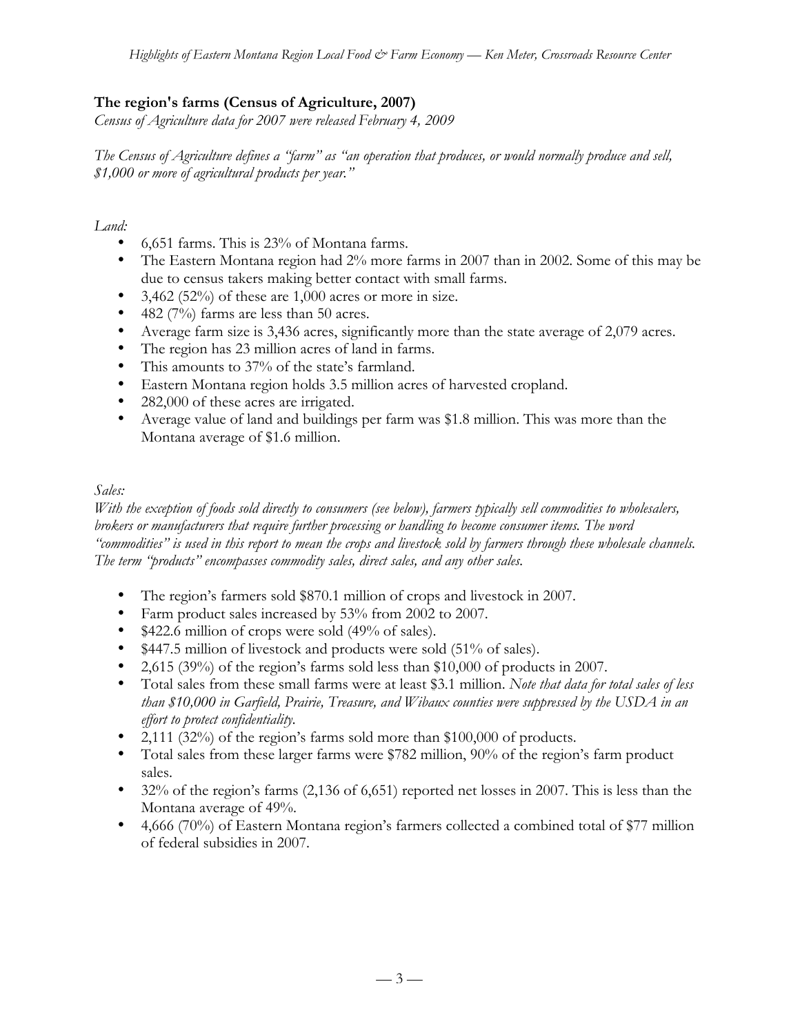## The region's farms (Census of Agriculture, 2007)

*Census of Agriculture data for 2007 were released February 4, 2009*

*The Census of Agriculture defines a "farm" as "an operation that produces, or would normally produce and sell, $1,000 or more of agricultural products per year."*

*Land:*

- 6,651 farms. This is 23% of Montana farms.
- The Eastern Montana region had 2% more farms in 2007 than in 2002. Some of this may be due to census takers making better contact with small farms.
- 3,462 (52%) of these are 1,000 acres or more in size.
- 482 (7%) farms are less than 50 acres.
- Average farm size is 3,436 acres, significantly more than the state average of 2,079 acres.
- The region has 23 million acres of land in farms.
- This amounts to 37% of the state's farmland.
- Eastern Montana region holds 3.5 million acres of harvested cropland.
- 282,000 of these acres are irrigated.
- Average value of land and buildings per farm was $1.8 million. This was more than the Montana average of $1.6 million.

*Sales:*

*With the exception of foods sold directly to consumers (see below), farmers typically sell commodities to wholesalers, brokers or manufacturers that require further processing or handling to become consumer items. The word "commodities" is used in this report to mean the crops and livestock sold by farmers through these wholesale channels. The term "products" encompasses commodity sales, direct sales, and any other sales.*

- The region's farmers sold $870.1 million of crops and livestock in 2007.
- Farm product sales increased by 53% from 2002 to 2007.
- $422.6 million of crops were sold (49% of sales).
- $447.5 million of livestock and products were sold (51% of sales).
- 2,615 (39%) of the region's farms sold less than $10,000 of products in 2007.
- Total sales from these small farms were at least $3.1 million. *Note that data for total sales of less than $10,000 in Garfield, Prairie, Treasure, and Wibaux counties were suppressed by the USDA in an effort to protect confidentiality.*
- 2,111 (32%) of the region's farms sold more than $100,000 of products.
- Total sales from these larger farms were $782 million, 90% of the region's farm product sales.
- 32% of the region's farms (2,136 of 6,651) reported net losses in 2007. This is less than the Montana average of 49%.
- 4,666 (70%) of Eastern Montana region's farmers collected a combined total of $77 million of federal subsidies in 2007.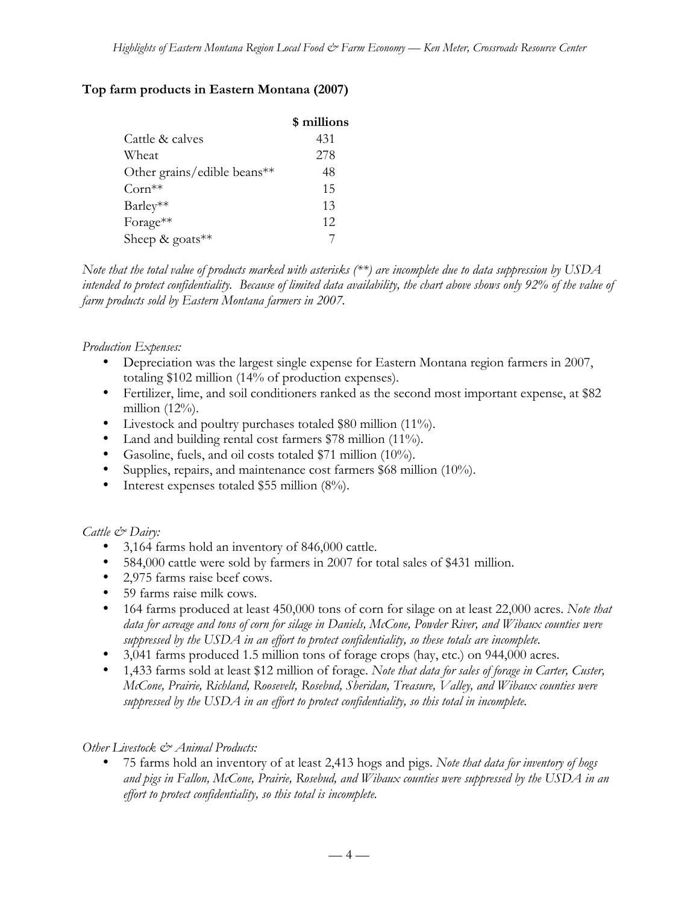**Top farm products in Eastern Montana (2007)**

| | $ millions |
|---|---|
| Cattle & calves | 431 |
| Wheat | 278 |
| Other grains/edible beans** | 48 |
| Corn** | 15 |
| Barley** | 13 |
| Forage** | 12 |
| Sheep & goats** | 7 |

*Note that the total value of products marked with asterisks (**) are incomplete due to data suppression by USDA intended to protect confidentiality. Because of limited data availability, the chart above shows only 92% of the value of farm products sold by Eastern Montana farmers in 2007.*

*Production Expenses:*

- Depreciation was the largest single expense for Eastern Montana region farmers in 2007, totaling $102 million (14% of production expenses).
- Fertilizer, lime, and soil conditioners ranked as the second most important expense, at $82 million (12%).
- Livestock and poultry purchases totaled $80 million (11%).
- Land and building rental cost farmers $78 million (11%).
- Gasoline, fuels, and oil costs totaled $71 million (10%).
- Supplies, repairs, and maintenance cost farmers $68 million (10%).
- Interest expenses totaled $55 million (8%).

*Cattle & Dairy:*

- 3,164 farms hold an inventory of 846,000 cattle.
- 584,000 cattle were sold by farmers in 2007 for total sales of $431 million.
- 2,975 farms raise beef cows.
- 59 farms raise milk cows.
- 164 farms produced at least 450,000 tons of corn for silage on at least 22,000 acres. *Note that data for acreage and tons of corn for silage in Daniels, McCone, Powder River, and Wibaux counties were suppressed by the USDA in an effort to protect confidentiality, so these totals are incomplete.*
- 3,041 farms produced 1.5 million tons of forage crops (hay, etc.) on 944,000 acres.
- 1,433 farms sold at least $12 million of forage. *Note that data for sales of forage in Carter, Custer, McCone, Prairie, Richland, Roosevelt, Rosebud, Sheridan, Treasure, Valley, and Wibaux counties were suppressed by the USDA in an effort to protect confidentiality, so this total in incomplete.*

*Other Livestock & Animal Products:*

- 75 farms hold an inventory of at least 2,413 hogs and pigs. *Note that data for inventory of hogs and pigs in Fallon, McCone, Prairie, Rosebud, and Wibaux counties were suppressed by the USDA in an effort to protect confidentiality, so this total is incomplete.*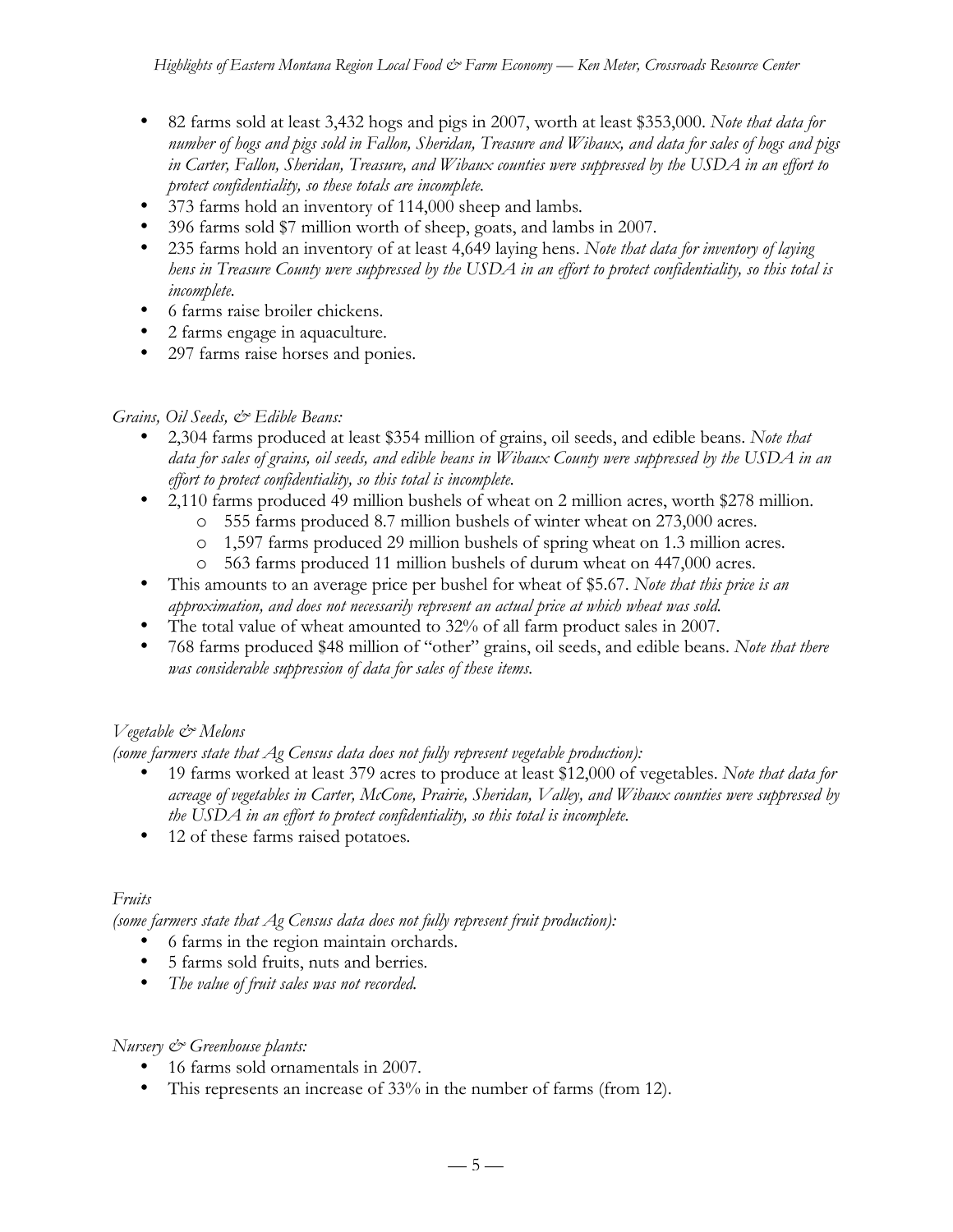- 82 farms sold at least 3,432 hogs and pigs in 2007, worth at least $353,000. *Note that data for number of hogs and pigs sold in Fallon, Sheridan, Treasure and Wibaux, and data for sales of hogs and pigs in Carter, Fallon, Sheridan, Treasure, and Wibaux counties were suppressed by the USDA in an effort to protect confidentiality, so these totals are incomplete.*
- 373 farms hold an inventory of 114,000 sheep and lambs.
- 396 farms sold $7 million worth of sheep, goats, and lambs in 2007.
- 235 farms hold an inventory of at least 4,649 laying hens. *Note that data for inventory of laying hens in Treasure County were suppressed by the USDA in an effort to protect confidentiality, so this total is incomplete.*
- 6 farms raise broiler chickens.
- 2 farms engage in aquaculture.
- 297 farms raise horses and ponies.

*Grains, Oil Seeds, & Edible Beans:*

- 2,304 farms produced at least $354 million of grains, oil seeds, and edible beans. *Note that data for sales of grains, oil seeds, and edible beans in Wibaux County were suppressed by the USDA in an effort to protect confidentiality, so this total is incomplete.*
- 2,110 farms produced 49 million bushels of wheat on 2 million acres, worth $278 million.
  - 555 farms produced 8.7 million bushels of winter wheat on 273,000 acres.
  - 1,597 farms produced 29 million bushels of spring wheat on 1.3 million acres.
  - 563 farms produced 11 million bushels of durum wheat on 447,000 acres.
- This amounts to an average price per bushel for wheat of $5.67. *Note that this price is an approximation, and does not necessarily represent an actual price at which wheat was sold.*
- The total value of wheat amounted to 32% of all farm product sales in 2007.
- 768 farms produced $48 million of "other" grains, oil seeds, and edible beans. *Note that there was considerable suppression of data for sales of these items.*

*Vegetable & Melons*

*(some farmers state that Ag Census data does not fully represent vegetable production):*

- 19 farms worked at least 379 acres to produce at least $12,000 of vegetables. *Note that data for acreage of vegetables in Carter, McCone, Prairie, Sheridan, Valley, and Wibaux counties were suppressed by the USDA in an effort to protect confidentiality, so this total is incomplete.*
- 12 of these farms raised potatoes.

*Fruits*

*(some farmers state that Ag Census data does not fully represent fruit production):*

- 6 farms in the region maintain orchards.
- 5 farms sold fruits, nuts and berries.
- *The value of fruit sales was not recorded.*

*Nursery & Greenhouse plants:*

- 16 farms sold ornamentals in 2007.
- This represents an increase of 33% in the number of farms (from 12).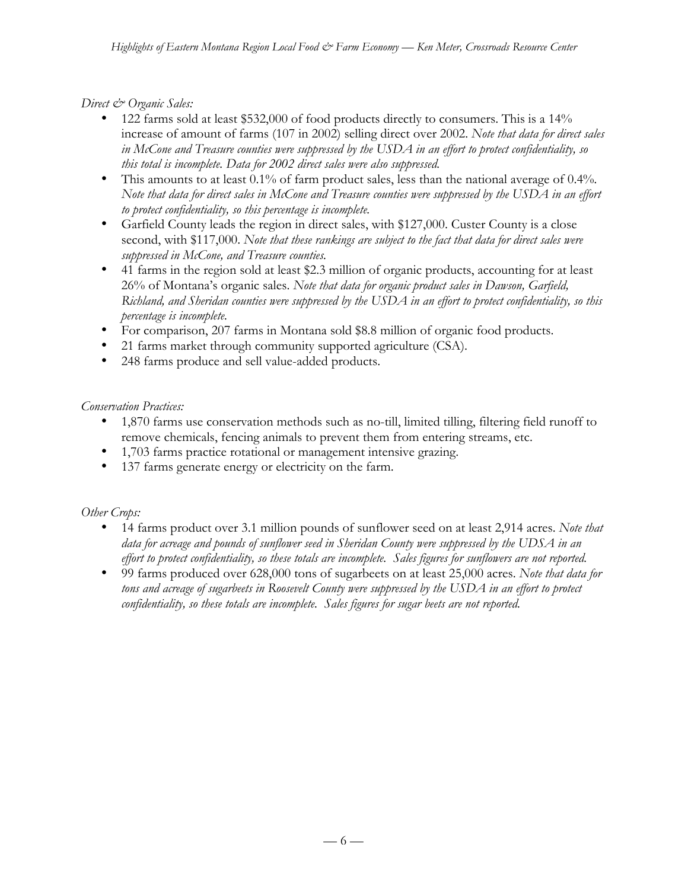*Direct & Organic Sales:*

- 122 farms sold at least $532,000 of food products directly to consumers. This is a 14% increase of amount of farms (107 in 2002) selling direct over 2002. *Note that data for direct sales in McCone and Treasure counties were suppressed by the USDA in an effort to protect confidentiality, so this total is incomplete. Data for 2002 direct sales were also suppressed.*
- This amounts to at least 0.1% of farm product sales, less than the national average of 0.4%. *Note that data for direct sales in McCone and Treasure counties were suppressed by the USDA in an effort to protect confidentiality, so this percentage is incomplete.*
- Garfield County leads the region in direct sales, with $127,000. Custer County is a close second, with $117,000. *Note that these rankings are subject to the fact that data for direct sales were suppressed in McCone, and Treasure counties.*
- 41 farms in the region sold at least $2.3 million of organic products, accounting for at least 26% of Montana's organic sales. *Note that data for organic product sales in Dawson, Garfield, Richland, and Sheridan counties were suppressed by the USDA in an effort to protect confidentiality, so this percentage is incomplete.*
- For comparison, 207 farms in Montana sold $8.8 million of organic food products.
- 21 farms market through community supported agriculture (CSA).
- 248 farms produce and sell value-added products.

*Conservation Practices:*

- 1,870 farms use conservation methods such as no-till, limited tilling, filtering field runoff to remove chemicals, fencing animals to prevent them from entering streams, etc.
- 1,703 farms practice rotational or management intensive grazing.
- 137 farms generate energy or electricity on the farm.

*Other Crops:*

- 14 farms product over 3.1 million pounds of sunflower seed on at least 2,914 acres. *Note that data for acreage and pounds of sunflower seed in Sheridan County were suppressed by the UDSA in an effort to protect confidentiality, so these totals are incomplete. Sales figures for sunflowers are not reported.*
- 99 farms produced over 628,000 tons of sugarbeets on at least 25,000 acres. *Note that data for tons and acreage of sugarbeets in Roosevelt County were suppressed by the USDA in an effort to protect confidentiality, so these totals are incomplete. Sales figures for sugar beets are not reported.*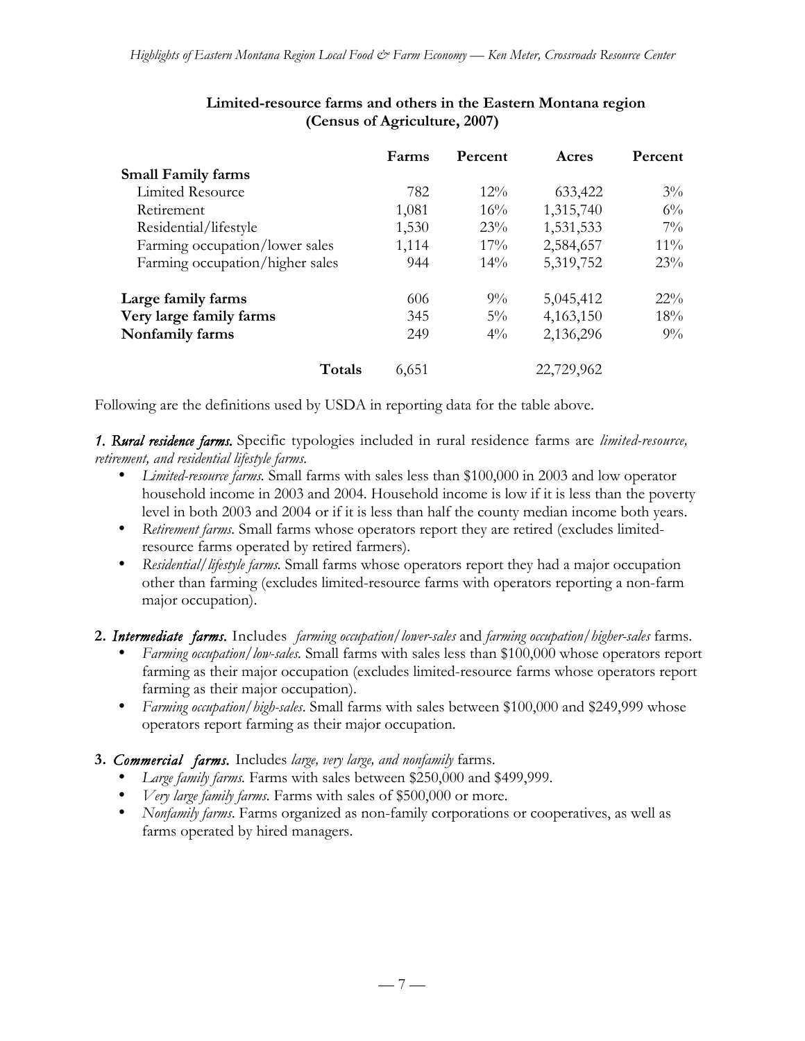**Limited-resource farms and others in the Eastern Montana region (Census of Agriculture, 2007)**

| | Farms | Percent | Acres | Percent |
|---|---|---|---|---|
| **Small Family farms** | | | | |
| Limited Resource | 782 | 12% | 633,422 | 3% |
| Retirement | 1,081 | 16% | 1,315,740 | 6% |
| Residential/lifestyle | 1,530 | 23% | 1,531,533 | 7% |
| Farming occupation/lower sales | 1,114 | 17% | 2,584,657 | 11% |
| Farming occupation/higher sales | 944 | 14% | 5,319,752 | 23% |
| **Large family farms** | 606 | 9% | 5,045,412 | 22% |
| **Very large family farms** | 345 | 5% | 4,163,150 | 18% |
| **Nonfamily farms** | 249 | 4% | 2,136,296 | 9% |
| **Totals** | 6,651 | | 22,729,962 | |

Following are the definitions used by USDA in reporting data for the table above.

***1. Rural residence farms.*** Specific typologies included in rural residence farms are *limited-resource, retirement, and residential lifestyle farms.*

- *Limited-resource farms.* Small farms with sales less than $100,000 in 2003 and low operator household income in 2003 and 2004. Household income is low if it is less than the poverty level in both 2003 and 2004 or if it is less than half the county median income both years.
- *Retirement farms.* Small farms whose operators report they are retired (excludes limited-resource farms operated by retired farmers).
- *Residential/lifestyle farms.* Small farms whose operators report they had a major occupation other than farming (excludes limited-resource farms with operators reporting a non-farm major occupation).

**2.** ***Intermediate farms.*** Includes *farming occupation/lower-sales* and *farming occupation/higher-sales* farms.

- *Farming occupation/low-sales.* Small farms with sales less than $100,000 whose operators report farming as their major occupation (excludes limited-resource farms whose operators report farming as their major occupation).
- *Farming occupation/high-sales*. Small farms with sales between $100,000 and $249,999 whose operators report farming as their major occupation.

**3.** ***Commercial farms.*** Includes *large, very large, and nonfamily* farms.

- *Large family farms.* Farms with sales between $250,000 and $499,999.
- *Very large family farms.* Farms with sales of $500,000 or more.
- *Nonfamily farms*. Farms organized as non-family corporations or cooperatives, as well as farms operated by hired managers.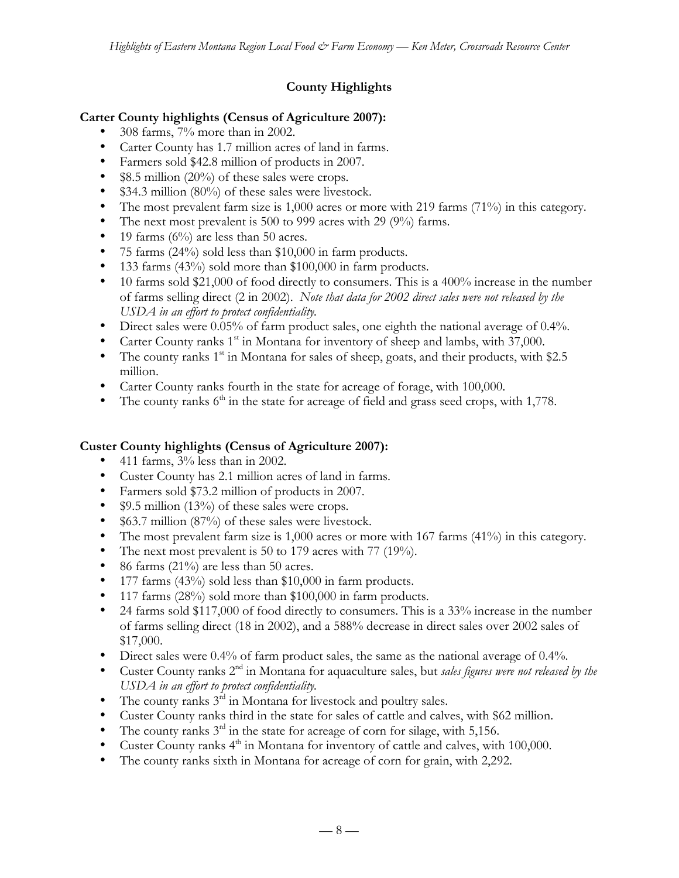## County Highlights

### Carter County highlights (Census of Agriculture 2007):

- 308 farms, 7% more than in 2002.
- Carter County has 1.7 million acres of land in farms.
- Farmers sold $42.8 million of products in 2007.
- $8.5 million (20%) of these sales were crops.
- $34.3 million (80%) of these sales were livestock.
- The most prevalent farm size is 1,000 acres or more with 219 farms (71%) in this category.
- The next most prevalent is 500 to 999 acres with 29 (9%) farms.
- 19 farms (6%) are less than 50 acres.
- 75 farms (24%) sold less than $10,000 in farm products.
- 133 farms (43%) sold more than $100,000 in farm products.
- 10 farms sold $21,000 of food directly to consumers. This is a 400% increase in the number of farms selling direct (2 in 2002). *Note that data for 2002 direct sales were not released by the USDA in an effort to protect confidentiality.*
- Direct sales were 0.05% of farm product sales, one eighth the national average of 0.4%.
- Carter County ranks 1st in Montana for inventory of sheep and lambs, with 37,000.
- The county ranks 1st in Montana for sales of sheep, goats, and their products, with $2.5 million.
- Carter County ranks fourth in the state for acreage of forage, with 100,000.
- The county ranks 6th in the state for acreage of field and grass seed crops, with 1,778.

### Custer County highlights (Census of Agriculture 2007):

- 411 farms, 3% less than in 2002.
- Custer County has 2.1 million acres of land in farms.
- Farmers sold $73.2 million of products in 2007.
- $9.5 million (13%) of these sales were crops.
- $63.7 million (87%) of these sales were livestock.
- The most prevalent farm size is 1,000 acres or more with 167 farms (41%) in this category.
- The next most prevalent is 50 to 179 acres with 77 (19%).
- 86 farms (21%) are less than 50 acres.
- 177 farms (43%) sold less than $10,000 in farm products.
- 117 farms (28%) sold more than $100,000 in farm products.
- 24 farms sold $117,000 of food directly to consumers. This is a 33% increase in the number of farms selling direct (18 in 2002), and a 588% decrease in direct sales over 2002 sales of $17,000.
- Direct sales were 0.4% of farm product sales, the same as the national average of 0.4%.
- Custer County ranks 2nd in Montana for aquaculture sales, but *sales figures were not released by the USDA in an effort to protect confidentiality.*
- The county ranks 3rd in Montana for livestock and poultry sales.
- Custer County ranks third in the state for sales of cattle and calves, with $62 million.
- The county ranks 3rd in the state for acreage of corn for silage, with 5,156.
- Custer County ranks 4th in Montana for inventory of cattle and calves, with 100,000.
- The county ranks sixth in Montana for acreage of corn for grain, with 2,292.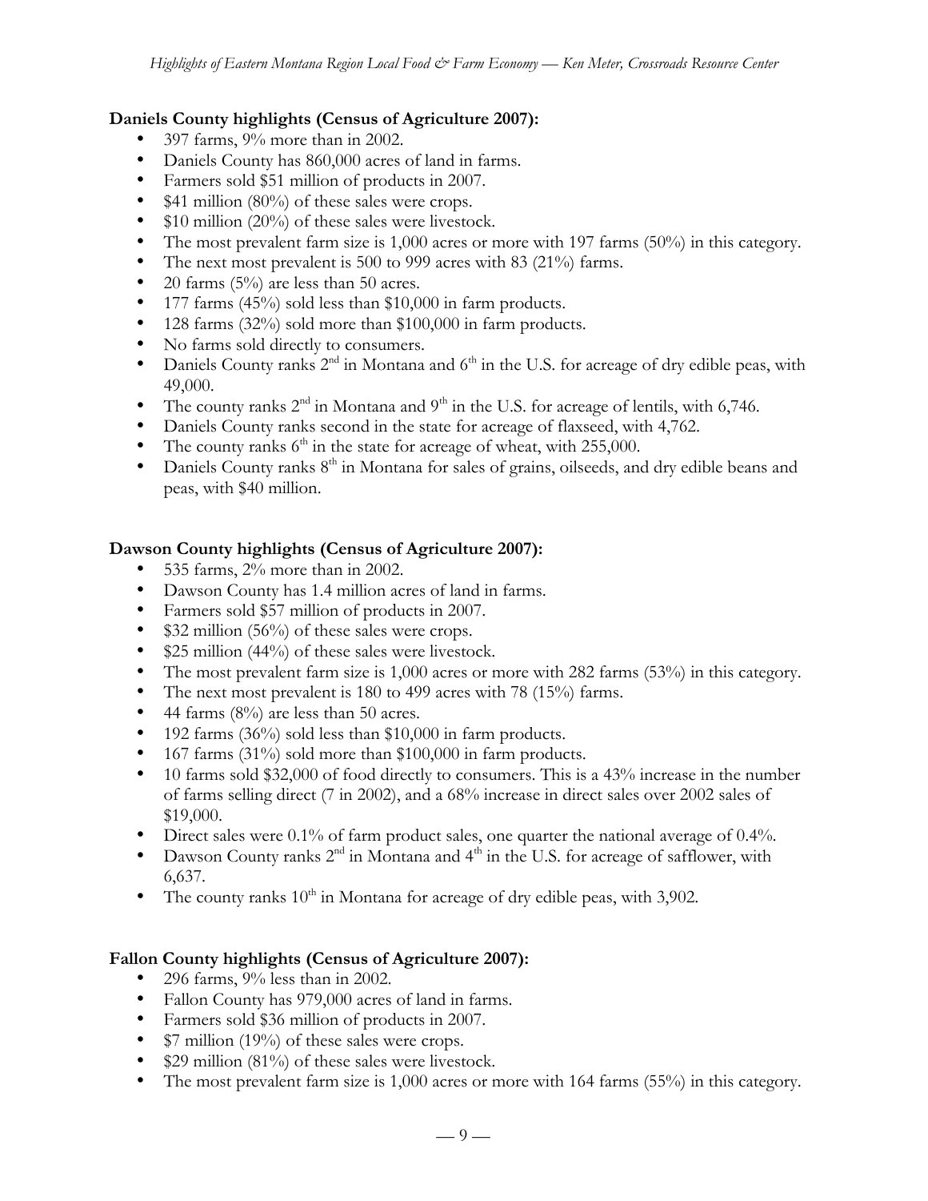**Daniels County highlights (Census of Agriculture 2007):**

- 397 farms, 9% more than in 2002.
- Daniels County has 860,000 acres of land in farms.
- Farmers sold $51 million of products in 2007.
- $41 million (80%) of these sales were crops.
- $10 million (20%) of these sales were livestock.
- The most prevalent farm size is 1,000 acres or more with 197 farms (50%) in this category.
- The next most prevalent is 500 to 999 acres with 83 (21%) farms.
- 20 farms (5%) are less than 50 acres.
- 177 farms (45%) sold less than $10,000 in farm products.
- 128 farms (32%) sold more than $100,000 in farm products.
- No farms sold directly to consumers.
- Daniels County ranks 2nd in Montana and 6th in the U.S. for acreage of dry edible peas, with 49,000.
- The county ranks 2nd in Montana and 9th in the U.S. for acreage of lentils, with 6,746.
- Daniels County ranks second in the state for acreage of flaxseed, with 4,762.
- The county ranks 6th in the state for acreage of wheat, with 255,000.
- Daniels County ranks 8th in Montana for sales of grains, oilseeds, and dry edible beans and peas, with $40 million.

**Dawson County highlights (Census of Agriculture 2007):**

- 535 farms, 2% more than in 2002.
- Dawson County has 1.4 million acres of land in farms.
- Farmers sold $57 million of products in 2007.
- $32 million (56%) of these sales were crops.
- $25 million (44%) of these sales were livestock.
- The most prevalent farm size is 1,000 acres or more with 282 farms (53%) in this category.
- The next most prevalent is 180 to 499 acres with 78 (15%) farms.
- 44 farms (8%) are less than 50 acres.
- 192 farms (36%) sold less than $10,000 in farm products.
- 167 farms (31%) sold more than $100,000 in farm products.
- 10 farms sold $32,000 of food directly to consumers. This is a 43% increase in the number of farms selling direct (7 in 2002), and a 68% increase in direct sales over 2002 sales of $19,000.
- Direct sales were 0.1% of farm product sales, one quarter the national average of 0.4%.
- Dawson County ranks 2nd in Montana and 4th in the U.S. for acreage of safflower, with 6,637.
- The county ranks 10th in Montana for acreage of dry edible peas, with 3,902.

**Fallon County highlights (Census of Agriculture 2007):**

- 296 farms, 9% less than in 2002.
- Fallon County has 979,000 acres of land in farms.
- Farmers sold $36 million of products in 2007.
- $7 million (19%) of these sales were crops.
- $29 million (81%) of these sales were livestock.
- The most prevalent farm size is 1,000 acres or more with 164 farms (55%) in this category.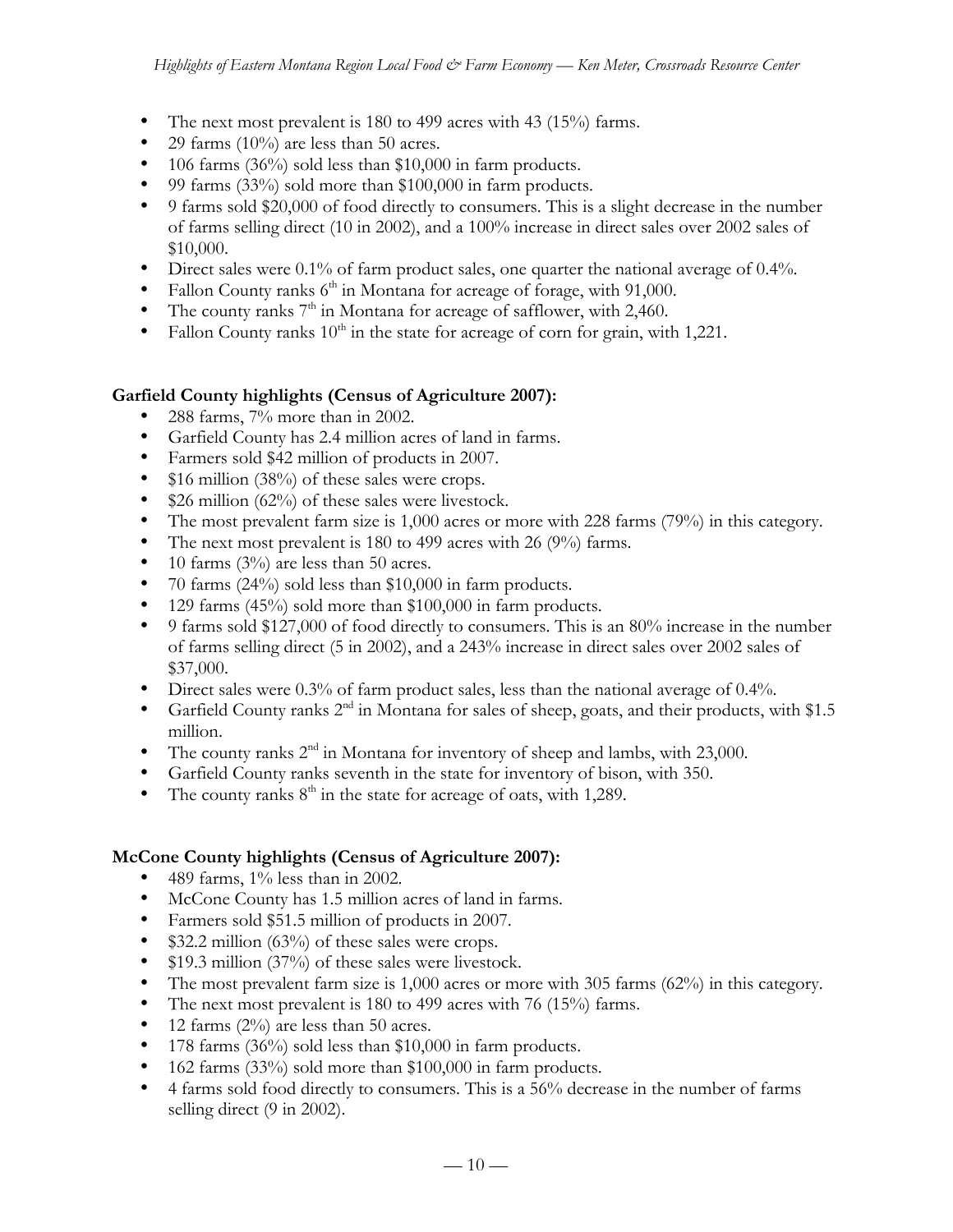- The next most prevalent is 180 to 499 acres with 43 (15%) farms.
- 29 farms (10%) are less than 50 acres.
- 106 farms (36%) sold less than \$10,000 in farm products.
- 99 farms (33%) sold more than \$100,000 in farm products.
- 9 farms sold \$20,000 of food directly to consumers. This is a slight decrease in the number of farms selling direct (10 in 2002), and a 100% increase in direct sales over 2002 sales of \$10,000.
- Direct sales were 0.1% of farm product sales, one quarter the national average of 0.4%.
- Fallon County ranks 6th in Montana for acreage of forage, with 91,000.
- The county ranks 7th in Montana for acreage of safflower, with 2,460.
- Fallon County ranks 10th in the state for acreage of corn for grain, with 1,221.

**Garfield County highlights (Census of Agriculture 2007):**

- 288 farms, 7% more than in 2002.
- Garfield County has 2.4 million acres of land in farms.
- Farmers sold \$42 million of products in 2007.
- \$16 million (38%) of these sales were crops.
- \$26 million (62%) of these sales were livestock.
- The most prevalent farm size is 1,000 acres or more with 228 farms (79%) in this category.
- The next most prevalent is 180 to 499 acres with 26 (9%) farms.
- 10 farms (3%) are less than 50 acres.
- 70 farms (24%) sold less than \$10,000 in farm products.
- 129 farms (45%) sold more than \$100,000 in farm products.
- 9 farms sold \$127,000 of food directly to consumers. This is an 80% increase in the number of farms selling direct (5 in 2002), and a 243% increase in direct sales over 2002 sales of \$37,000.
- Direct sales were 0.3% of farm product sales, less than the national average of 0.4%.
- Garfield County ranks 2nd in Montana for sales of sheep, goats, and their products, with \$1.5 million.
- The county ranks 2nd in Montana for inventory of sheep and lambs, with 23,000.
- Garfield County ranks seventh in the state for inventory of bison, with 350.
- The county ranks 8th in the state for acreage of oats, with 1,289.

**McCone County highlights (Census of Agriculture 2007):**

- 489 farms, 1% less than in 2002.
- McCone County has 1.5 million acres of land in farms.
- Farmers sold \$51.5 million of products in 2007.
- \$32.2 million (63%) of these sales were crops.
- \$19.3 million (37%) of these sales were livestock.
- The most prevalent farm size is 1,000 acres or more with 305 farms (62%) in this category.
- The next most prevalent is 180 to 499 acres with 76 (15%) farms.
- 12 farms (2%) are less than 50 acres.
- 178 farms (36%) sold less than \$10,000 in farm products.
- 162 farms (33%) sold more than \$100,000 in farm products.
- 4 farms sold food directly to consumers. This is a 56% decrease in the number of farms selling direct (9 in 2002).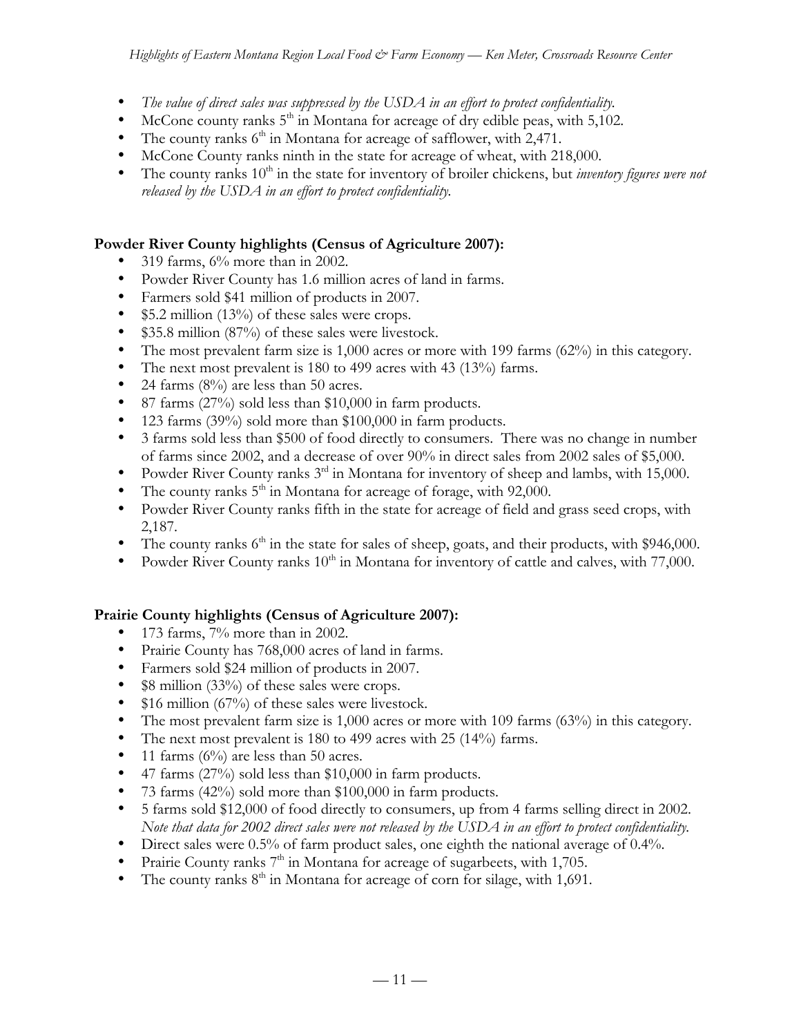- *The value of direct sales was suppressed by the USDA in an effort to protect confidentiality.*
- McCone county ranks 5th in Montana for acreage of dry edible peas, with 5,102.
- The county ranks 6th in Montana for acreage of safflower, with 2,471.
- McCone County ranks ninth in the state for acreage of wheat, with 218,000.
- The county ranks 10th in the state for inventory of broiler chickens, but *inventory figures were not released by the USDA in an effort to protect confidentiality.*

**Powder River County highlights (Census of Agriculture 2007):**

- 319 farms, 6% more than in 2002.
- Powder River County has 1.6 million acres of land in farms.
- Farmers sold $41 million of products in 2007.
- $5.2 million (13%) of these sales were crops.
- $35.8 million (87%) of these sales were livestock.
- The most prevalent farm size is 1,000 acres or more with 199 farms (62%) in this category.
- The next most prevalent is 180 to 499 acres with 43 (13%) farms.
- 24 farms (8%) are less than 50 acres.
- 87 farms (27%) sold less than $10,000 in farm products.
- 123 farms (39%) sold more than $100,000 in farm products.
- 3 farms sold less than $500 of food directly to consumers. There was no change in number of farms since 2002, and a decrease of over 90% in direct sales from 2002 sales of $5,000.
- Powder River County ranks 3rd in Montana for inventory of sheep and lambs, with 15,000.
- The county ranks 5th in Montana for acreage of forage, with 92,000.
- Powder River County ranks fifth in the state for acreage of field and grass seed crops, with 2,187.
- The county ranks 6th in the state for sales of sheep, goats, and their products, with $946,000.
- Powder River County ranks 10th in Montana for inventory of cattle and calves, with 77,000.

**Prairie County highlights (Census of Agriculture 2007):**

- 173 farms, 7% more than in 2002.
- Prairie County has 768,000 acres of land in farms.
- Farmers sold $24 million of products in 2007.
- $8 million (33%) of these sales were crops.
- $16 million (67%) of these sales were livestock.
- The most prevalent farm size is 1,000 acres or more with 109 farms (63%) in this category.
- The next most prevalent is 180 to 499 acres with 25 (14%) farms.
- 11 farms (6%) are less than 50 acres.
- 47 farms (27%) sold less than $10,000 in farm products.
- 73 farms (42%) sold more than $100,000 in farm products.
- 5 farms sold $12,000 of food directly to consumers, up from 4 farms selling direct in 2002. *Note that data for 2002 direct sales were not released by the USDA in an effort to protect confidentiality.*
- Direct sales were 0.5% of farm product sales, one eighth the national average of 0.4%.
- Prairie County ranks 7th in Montana for acreage of sugarbeets, with 1,705.
- The county ranks 8th in Montana for acreage of corn for silage, with 1,691.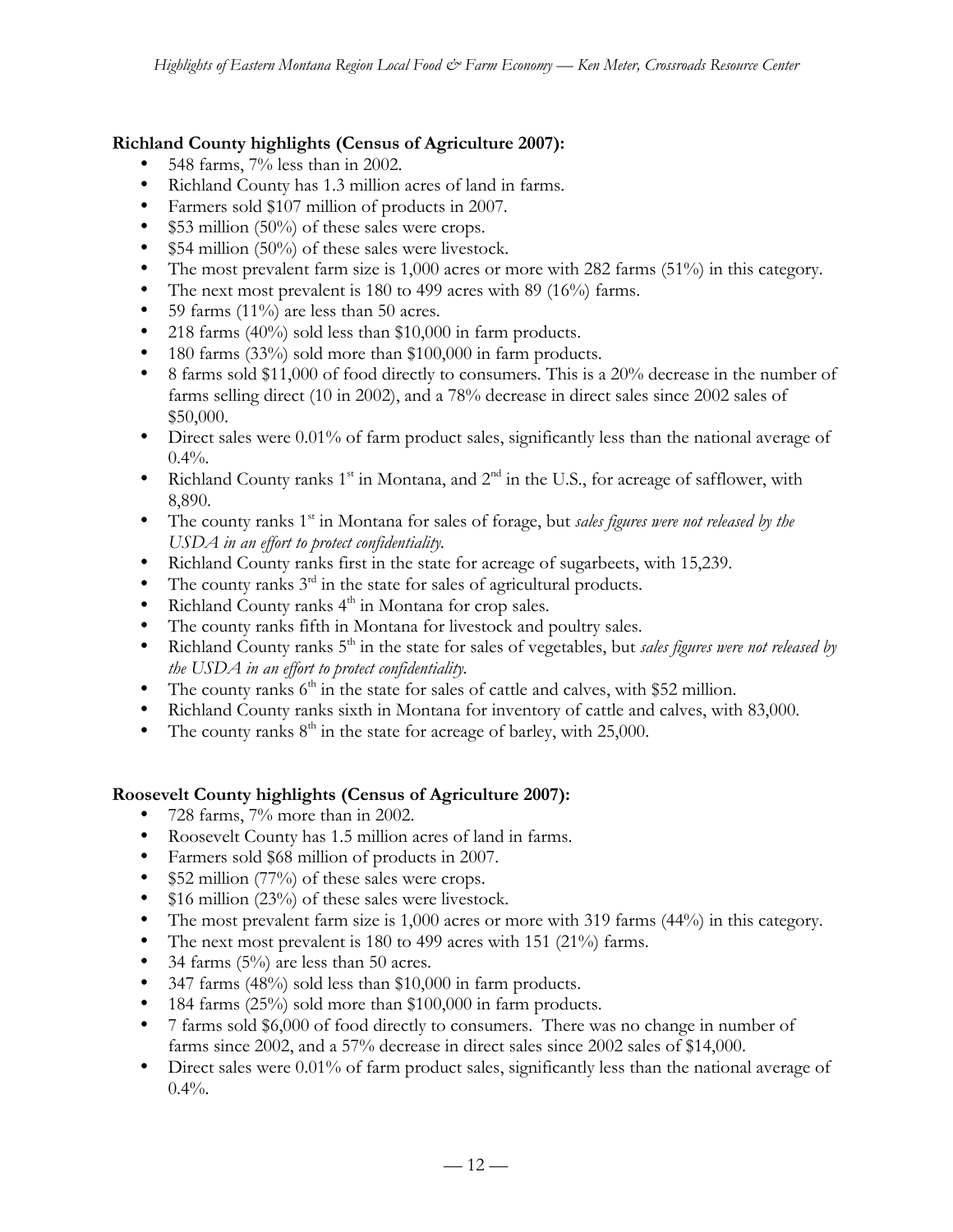**Richland County highlights (Census of Agriculture 2007):**

- 548 farms, 7% less than in 2002.
- Richland County has 1.3 million acres of land in farms.
- Farmers sold $107 million of products in 2007.
- $53 million (50%) of these sales were crops.
- $54 million (50%) of these sales were livestock.
- The most prevalent farm size is 1,000 acres or more with 282 farms (51%) in this category.
- The next most prevalent is 180 to 499 acres with 89 (16%) farms.
- 59 farms (11%) are less than 50 acres.
- 218 farms (40%) sold less than $10,000 in farm products.
- 180 farms (33%) sold more than $100,000 in farm products.
- 8 farms sold $11,000 of food directly to consumers. This is a 20% decrease in the number of farms selling direct (10 in 2002), and a 78% decrease in direct sales since 2002 sales of $50,000.
- Direct sales were 0.01% of farm product sales, significantly less than the national average of 0.4%.
- Richland County ranks 1st in Montana, and 2nd in the U.S., for acreage of safflower, with 8,890.
- The county ranks 1st in Montana for sales of forage, but *sales figures were not released by the USDA in an effort to protect confidentiality.*
- Richland County ranks first in the state for acreage of sugarbeets, with 15,239.
- The county ranks 3rd in the state for sales of agricultural products.
- Richland County ranks 4th in Montana for crop sales.
- The county ranks fifth in Montana for livestock and poultry sales.
- Richland County ranks 5th in the state for sales of vegetables, but *sales figures were not released by the USDA in an effort to protect confidentiality.*
- The county ranks 6th in the state for sales of cattle and calves, with $52 million.
- Richland County ranks sixth in Montana for inventory of cattle and calves, with 83,000.
- The county ranks 8th in the state for acreage of barley, with 25,000.

**Roosevelt County highlights (Census of Agriculture 2007):**

- 728 farms, 7% more than in 2002.
- Roosevelt County has 1.5 million acres of land in farms.
- Farmers sold $68 million of products in 2007.
- $52 million (77%) of these sales were crops.
- $16 million (23%) of these sales were livestock.
- The most prevalent farm size is 1,000 acres or more with 319 farms (44%) in this category.
- The next most prevalent is 180 to 499 acres with 151 (21%) farms.
- 34 farms (5%) are less than 50 acres.
- 347 farms (48%) sold less than $10,000 in farm products.
- 184 farms (25%) sold more than $100,000 in farm products.
- 7 farms sold $6,000 of food directly to consumers. There was no change in number of farms since 2002, and a 57% decrease in direct sales since 2002 sales of $14,000.
- Direct sales were 0.01% of farm product sales, significantly less than the national average of 0.4%.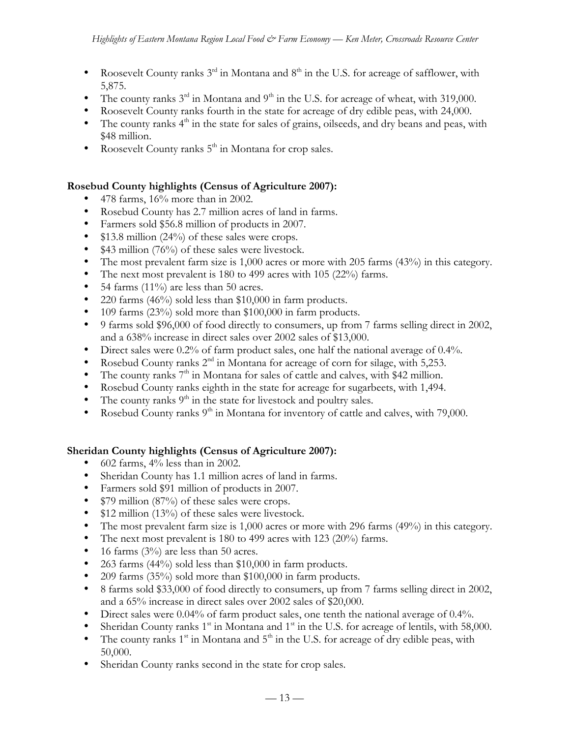- Roosevelt County ranks 3rd in Montana and 8th in the U.S. for acreage of safflower, with 5,875.
- The county ranks 3rd in Montana and 9th in the U.S. for acreage of wheat, with 319,000.
- Roosevelt County ranks fourth in the state for acreage of dry edible peas, with 24,000.
- The county ranks 4th in the state for sales of grains, oilseeds, and dry beans and peas, with $48 million.
- Roosevelt County ranks 5th in Montana for crop sales.

**Rosebud County highlights (Census of Agriculture 2007):**

- 478 farms, 16% more than in 2002.
- Rosebud County has 2.7 million acres of land in farms.
- Farmers sold $56.8 million of products in 2007.
- $13.8 million (24%) of these sales were crops.
- $43 million (76%) of these sales were livestock.
- The most prevalent farm size is 1,000 acres or more with 205 farms (43%) in this category.
- The next most prevalent is 180 to 499 acres with 105 (22%) farms.
- 54 farms (11%) are less than 50 acres.
- 220 farms (46%) sold less than $10,000 in farm products.
- 109 farms (23%) sold more than $100,000 in farm products.
- 9 farms sold $96,000 of food directly to consumers, up from 7 farms selling direct in 2002, and a 638% increase in direct sales over 2002 sales of $13,000.
- Direct sales were 0.2% of farm product sales, one half the national average of 0.4%.
- Rosebud County ranks 2nd in Montana for acreage of corn for silage, with 5,253.
- The county ranks 7th in Montana for sales of cattle and calves, with $42 million.
- Rosebud County ranks eighth in the state for acreage for sugarbeets, with 1,494.
- The county ranks 9th in the state for livestock and poultry sales.
- Rosebud County ranks 9th in Montana for inventory of cattle and calves, with 79,000.

**Sheridan County highlights (Census of Agriculture 2007):**

- 602 farms, 4% less than in 2002.
- Sheridan County has 1.1 million acres of land in farms.
- Farmers sold $91 million of products in 2007.
- $79 million (87%) of these sales were crops.
- $12 million (13%) of these sales were livestock.
- The most prevalent farm size is 1,000 acres or more with 296 farms (49%) in this category.
- The next most prevalent is 180 to 499 acres with 123 (20%) farms.
- 16 farms (3%) are less than 50 acres.
- 263 farms (44%) sold less than $10,000 in farm products.
- 209 farms (35%) sold more than $100,000 in farm products.
- 8 farms sold $33,000 of food directly to consumers, up from 7 farms selling direct in 2002, and a 65% increase in direct sales over 2002 sales of $20,000.
- Direct sales were 0.04% of farm product sales, one tenth the national average of 0.4%.
- Sheridan County ranks 1st in Montana and 1st in the U.S. for acreage of lentils, with 58,000.
- The county ranks 1st in Montana and 5th in the U.S. for acreage of dry edible peas, with 50,000.
- Sheridan County ranks second in the state for crop sales.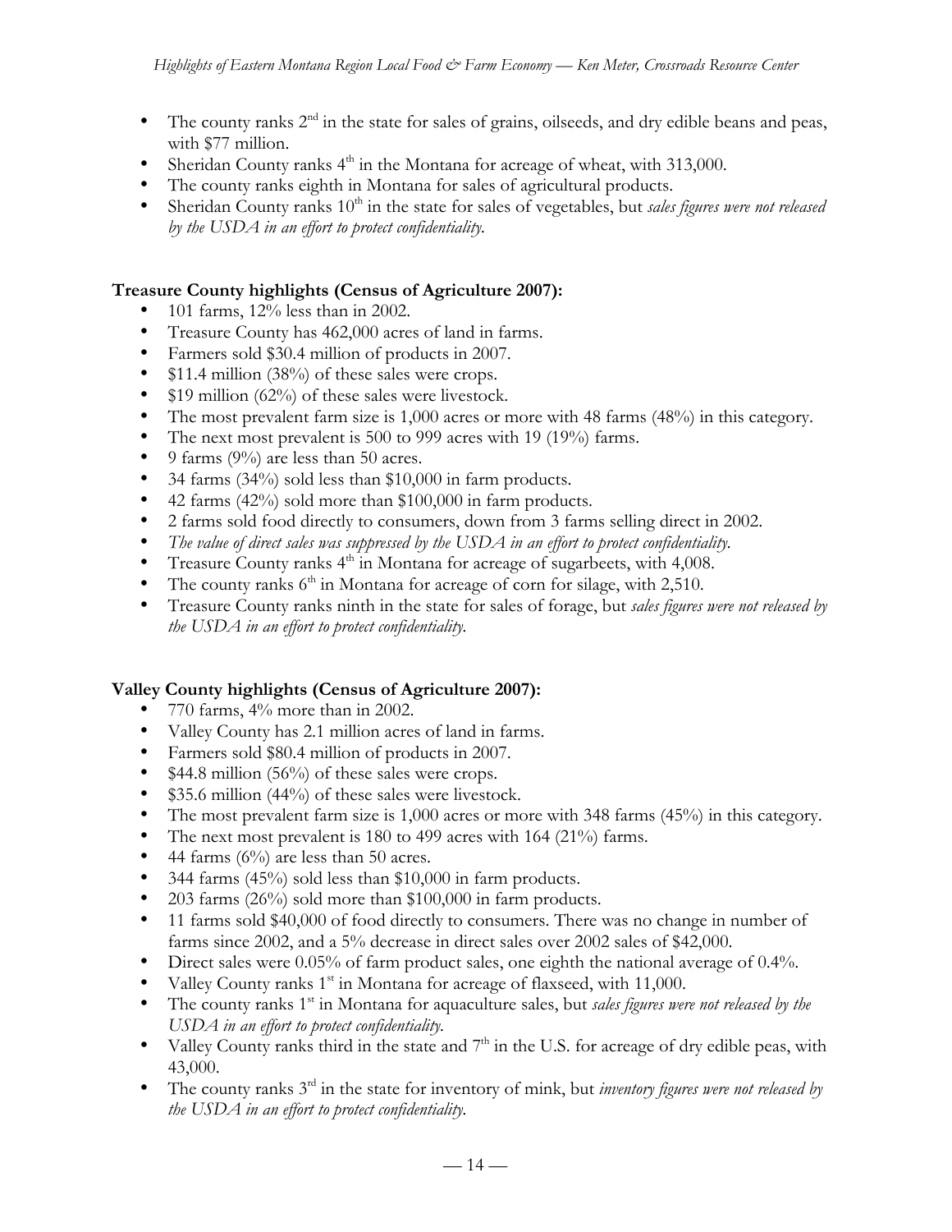- The county ranks 2nd in the state for sales of grains, oilseeds, and dry edible beans and peas, with $77 million.
- Sheridan County ranks 4th in the Montana for acreage of wheat, with 313,000.
- The county ranks eighth in Montana for sales of agricultural products.
- Sheridan County ranks 10th in the state for sales of vegetables, but *sales figures were not released by the USDA in an effort to protect confidentiality.*

**Treasure County highlights (Census of Agriculture 2007):**

- 101 farms, 12% less than in 2002.
- Treasure County has 462,000 acres of land in farms.
- Farmers sold $30.4 million of products in 2007.
- $11.4 million (38%) of these sales were crops.
- $19 million (62%) of these sales were livestock.
- The most prevalent farm size is 1,000 acres or more with 48 farms (48%) in this category.
- The next most prevalent is 500 to 999 acres with 19 (19%) farms.
- 9 farms (9%) are less than 50 acres.
- 34 farms (34%) sold less than $10,000 in farm products.
- 42 farms (42%) sold more than $100,000 in farm products.
- 2 farms sold food directly to consumers, down from 3 farms selling direct in 2002.
- *The value of direct sales was suppressed by the USDA in an effort to protect confidentiality.*
- Treasure County ranks 4th in Montana for acreage of sugarbeets, with 4,008.
- The county ranks 6th in Montana for acreage of corn for silage, with 2,510.
- Treasure County ranks ninth in the state for sales of forage, but *sales figures were not released by the USDA in an effort to protect confidentiality.*

**Valley County highlights (Census of Agriculture 2007):**

- 770 farms, 4% more than in 2002.
- Valley County has 2.1 million acres of land in farms.
- Farmers sold $80.4 million of products in 2007.
- $44.8 million (56%) of these sales were crops.
- $35.6 million (44%) of these sales were livestock.
- The most prevalent farm size is 1,000 acres or more with 348 farms (45%) in this category.
- The next most prevalent is 180 to 499 acres with 164 (21%) farms.
- 44 farms (6%) are less than 50 acres.
- 344 farms (45%) sold less than $10,000 in farm products.
- 203 farms (26%) sold more than $100,000 in farm products.
- 11 farms sold $40,000 of food directly to consumers. There was no change in number of farms since 2002, and a 5% decrease in direct sales over 2002 sales of $42,000.
- Direct sales were 0.05% of farm product sales, one eighth the national average of 0.4%.
- Valley County ranks 1st in Montana for acreage of flaxseed, with 11,000.
- The county ranks 1st in Montana for aquaculture sales, but *sales figures were not released by the USDA in an effort to protect confidentiality.*
- Valley County ranks third in the state and 7th in the U.S. for acreage of dry edible peas, with 43,000.
- The county ranks 3rd in the state for inventory of mink, but *inventory figures were not released by the USDA in an effort to protect confidentiality.*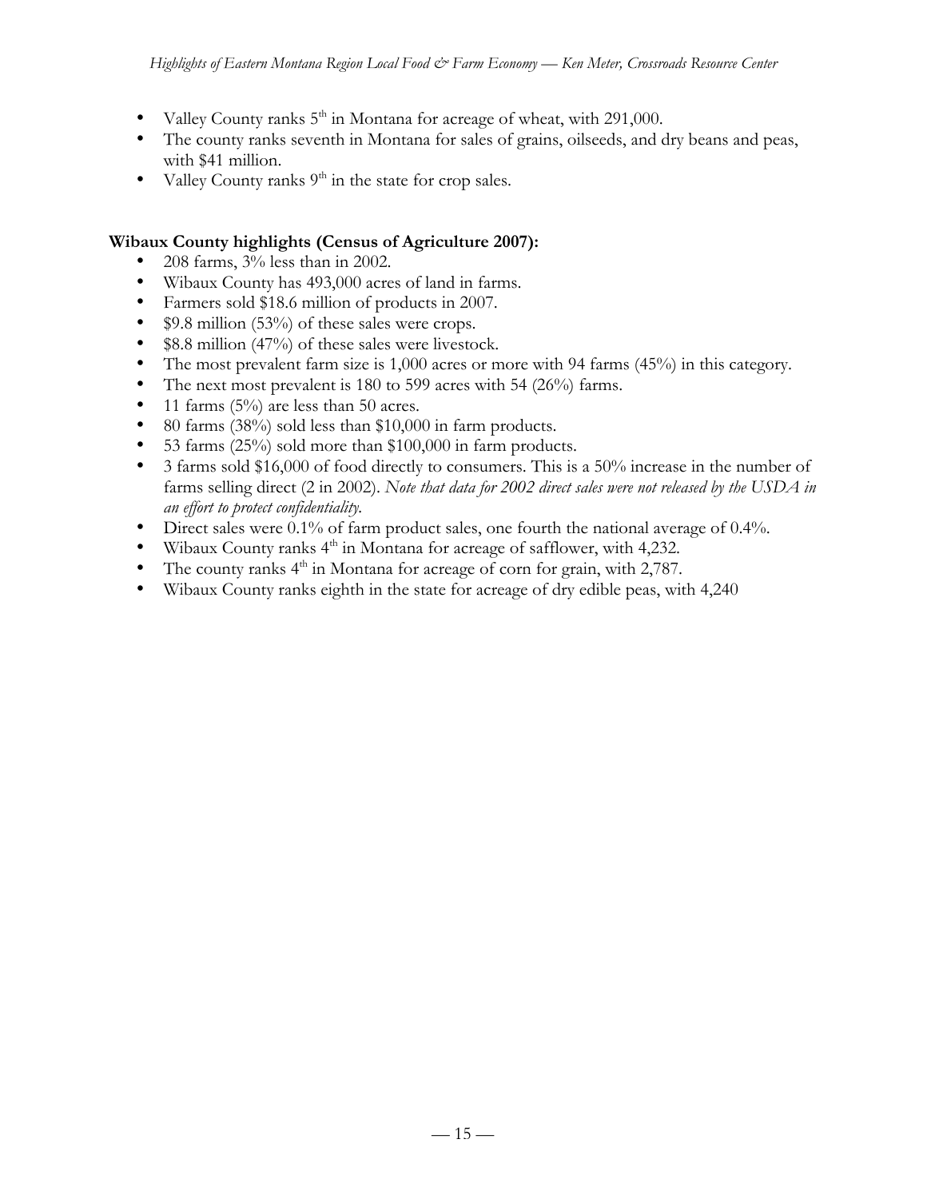- Valley County ranks 5th in Montana for acreage of wheat, with 291,000.
- The county ranks seventh in Montana for sales of grains, oilseeds, and dry beans and peas, with $41 million.
- Valley County ranks 9th in the state for crop sales.

**Wibaux County highlights (Census of Agriculture 2007):**

- 208 farms, 3% less than in 2002.
- Wibaux County has 493,000 acres of land in farms.
- Farmers sold $18.6 million of products in 2007.
- $9.8 million (53%) of these sales were crops.
- $8.8 million (47%) of these sales were livestock.
- The most prevalent farm size is 1,000 acres or more with 94 farms (45%) in this category.
- The next most prevalent is 180 to 599 acres with 54 (26%) farms.
- 11 farms (5%) are less than 50 acres.
- 80 farms (38%) sold less than $10,000 in farm products.
- 53 farms (25%) sold more than $100,000 in farm products.
- 3 farms sold $16,000 of food directly to consumers. This is a 50% increase in the number of farms selling direct (2 in 2002). *Note that data for 2002 direct sales were not released by the USDA in an effort to protect confidentiality.*
- Direct sales were 0.1% of farm product sales, one fourth the national average of 0.4%.
- Wibaux County ranks 4th in Montana for acreage of safflower, with 4,232.
- The county ranks 4th in Montana for acreage of corn for grain, with 2,787.
- Wibaux County ranks eighth in the state for acreage of dry edible peas, with 4,240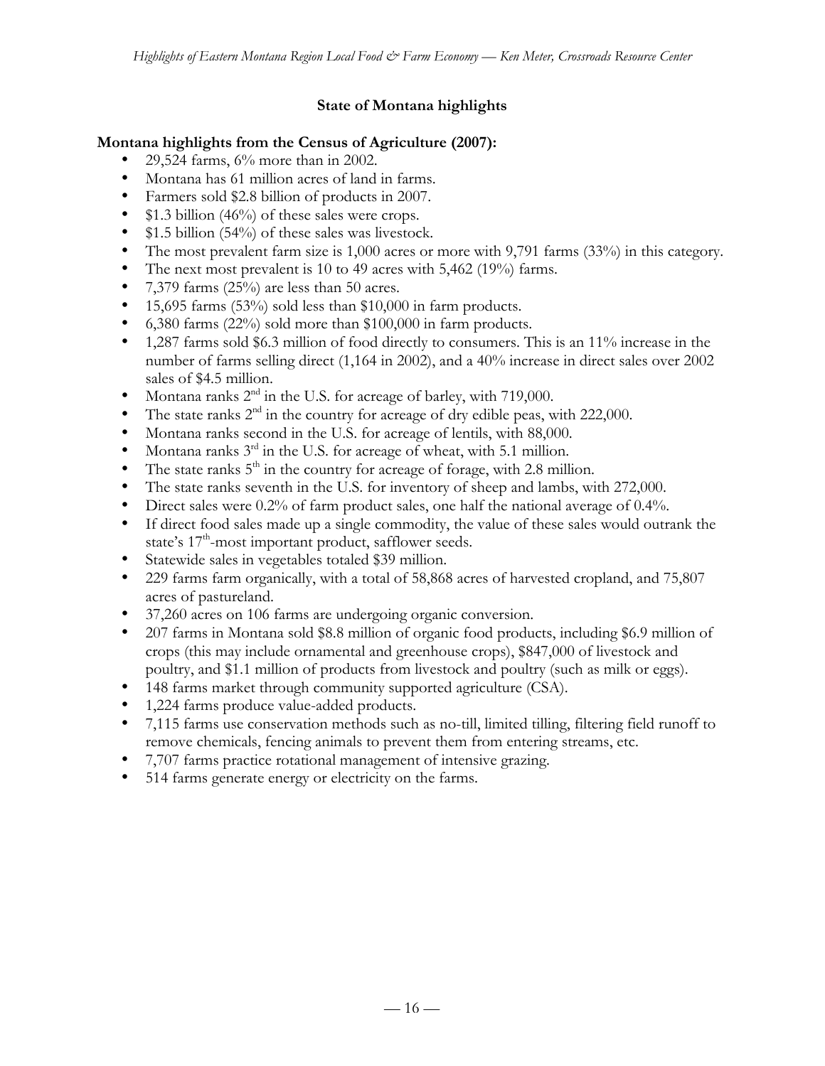## State of Montana highlights

**Montana highlights from the Census of Agriculture (2007):**

- 29,524 farms, 6% more than in 2002.
- Montana has 61 million acres of land in farms.
- Farmers sold $2.8 billion of products in 2007.
- $1.3 billion (46%) of these sales were crops.
- $1.5 billion (54%) of these sales was livestock.
- The most prevalent farm size is 1,000 acres or more with 9,791 farms (33%) in this category.
- The next most prevalent is 10 to 49 acres with 5,462 (19%) farms.
- 7,379 farms (25%) are less than 50 acres.
- 15,695 farms (53%) sold less than $10,000 in farm products.
- 6,380 farms (22%) sold more than $100,000 in farm products.
- 1,287 farms sold $6.3 million of food directly to consumers. This is an 11% increase in the number of farms selling direct (1,164 in 2002), and a 40% increase in direct sales over 2002 sales of $4.5 million.
- Montana ranks 2nd in the U.S. for acreage of barley, with 719,000.
- The state ranks 2nd in the country for acreage of dry edible peas, with 222,000.
- Montana ranks second in the U.S. for acreage of lentils, with 88,000.
- Montana ranks 3rd in the U.S. for acreage of wheat, with 5.1 million.
- The state ranks 5th in the country for acreage of forage, with 2.8 million.
- The state ranks seventh in the U.S. for inventory of sheep and lambs, with 272,000.
- Direct sales were 0.2% of farm product sales, one half the national average of 0.4%.
- If direct food sales made up a single commodity, the value of these sales would outrank the state's 17th-most important product, safflower seeds.
- Statewide sales in vegetables totaled $39 million.
- 229 farms farm organically, with a total of 58,868 acres of harvested cropland, and 75,807 acres of pastureland.
- 37,260 acres on 106 farms are undergoing organic conversion.
- 207 farms in Montana sold $8.8 million of organic food products, including $6.9 million of crops (this may include ornamental and greenhouse crops), $847,000 of livestock and poultry, and $1.1 million of products from livestock and poultry (such as milk or eggs).
- 148 farms market through community supported agriculture (CSA).
- 1,224 farms produce value-added products.
- 7,115 farms use conservation methods such as no-till, limited tilling, filtering field runoff to remove chemicals, fencing animals to prevent them from entering streams, etc.
- 7,707 farms practice rotational management of intensive grazing.
- 514 farms generate energy or electricity on the farms.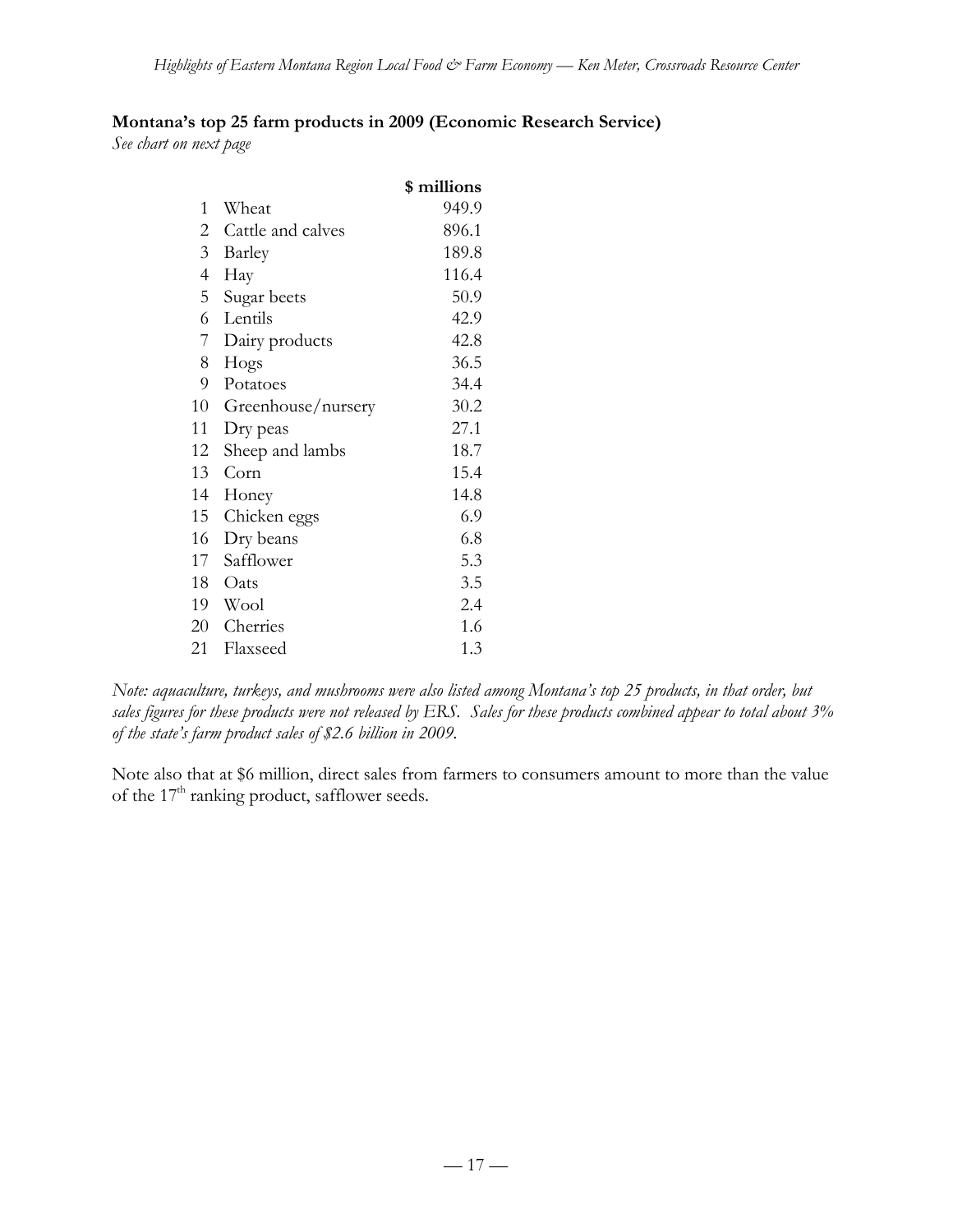**Montana's top 25 farm products in 2009 (Economic Research Service)**
*See chart on next page*

| | | $ millions |
|---|---|---|
| 1 | Wheat | 949.9 |
| 2 | Cattle and calves | 896.1 |
| 3 | Barley | 189.8 |
| 4 | Hay | 116.4 |
| 5 | Sugar beets | 50.9 |
| 6 | Lentils | 42.9 |
| 7 | Dairy products | 42.8 |
| 8 | Hogs | 36.5 |
| 9 | Potatoes | 34.4 |
| 10 | Greenhouse/nursery | 30.2 |
| 11 | Dry peas | 27.1 |
| 12 | Sheep and lambs | 18.7 |
| 13 | Corn | 15.4 |
| 14 | Honey | 14.8 |
| 15 | Chicken eggs | 6.9 |
| 16 | Dry beans | 6.8 |
| 17 | Safflower | 5.3 |
| 18 | Oats | 3.5 |
| 19 | Wool | 2.4 |
| 20 | Cherries | 1.6 |
| 21 | Flaxseed | 1.3 |

*Note: aquaculture, turkeys, and mushrooms were also listed among Montana's top 25 products, in that order, but sales figures for these products were not released by ERS. Sales for these products combined appear to total about 3% of the state's farm product sales of $2.6 billion in 2009.*

Note also that at $6 million, direct sales from farmers to consumers amount to more than the value of the 17th ranking product, safflower seeds.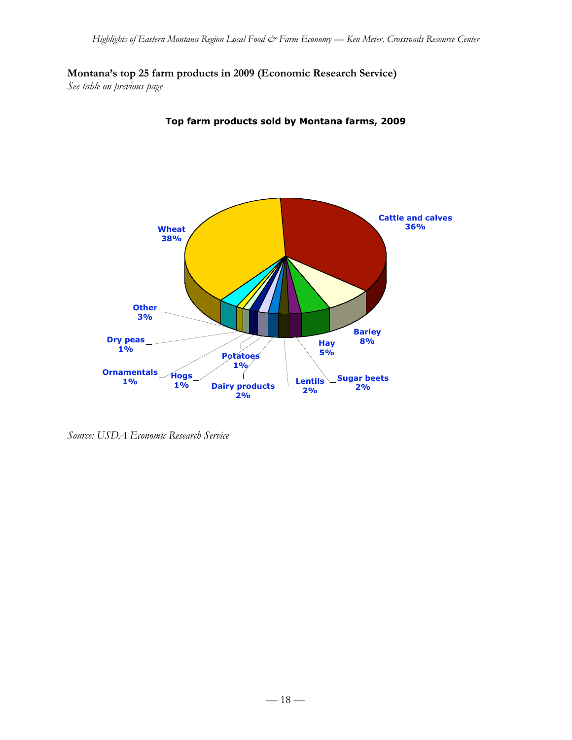**Montana's top 25 farm products in 2009 (Economic Research Service)**

*See table on previous page*

**Top farm products sold by Montana farms, 2009**

Wheat 38%
Cattle and calves 36%
Barley 8%
Hay 5%
Sugar beets 2%
Lentils 2%
Dairy products 2%
Potatoes 1%
Hogs 1%
Ornamentals 1%
Dry peas 1%
Other 3%

*Source: USDA Economic Research Service*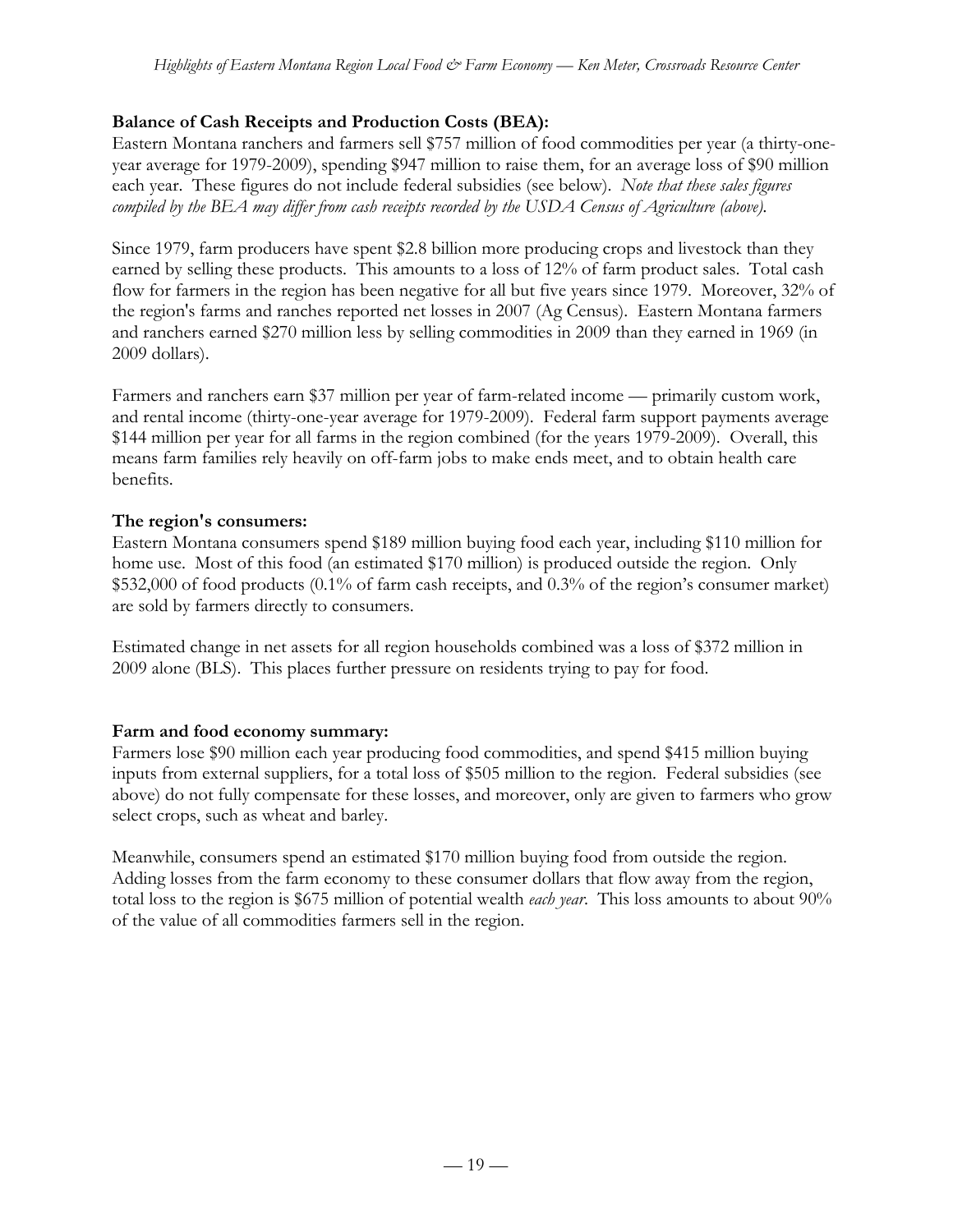**Balance of Cash Receipts and Production Costs (BEA):**

Eastern Montana ranchers and farmers sell $757 million of food commodities per year (a thirty-one-year average for 1979-2009), spending $947 million to raise them, for an average loss of $90 million each year. These figures do not include federal subsidies (see below). *Note that these sales figures compiled by the BEA may differ from cash receipts recorded by the USDA Census of Agriculture (above).*

Since 1979, farm producers have spent $2.8 billion more producing crops and livestock than they earned by selling these products. This amounts to a loss of 12% of farm product sales. Total cash flow for farmers in the region has been negative for all but five years since 1979. Moreover, 32% of the region's farms and ranches reported net losses in 2007 (Ag Census). Eastern Montana farmers and ranchers earned $270 million less by selling commodities in 2009 than they earned in 1969 (in 2009 dollars).

Farmers and ranchers earn $37 million per year of farm-related income — primarily custom work, and rental income (thirty-one-year average for 1979-2009). Federal farm support payments average $144 million per year for all farms in the region combined (for the years 1979-2009). Overall, this means farm families rely heavily on off-farm jobs to make ends meet, and to obtain health care benefits.

**The region's consumers:**

Eastern Montana consumers spend $189 million buying food each year, including $110 million for home use. Most of this food (an estimated $170 million) is produced outside the region. Only $532,000 of food products (0.1% of farm cash receipts, and 0.3% of the region's consumer market) are sold by farmers directly to consumers.

Estimated change in net assets for all region households combined was a loss of $372 million in 2009 alone (BLS). This places further pressure on residents trying to pay for food.

**Farm and food economy summary:**

Farmers lose $90 million each year producing food commodities, and spend $415 million buying inputs from external suppliers, for a total loss of $505 million to the region. Federal subsidies (see above) do not fully compensate for these losses, and moreover, only are given to farmers who grow select crops, such as wheat and barley.

Meanwhile, consumers spend an estimated $170 million buying food from outside the region. Adding losses from the farm economy to these consumer dollars that flow away from the region, total loss to the region is $675 million of potential wealth *each year*. This loss amounts to about 90% of the value of all commodities farmers sell in the region.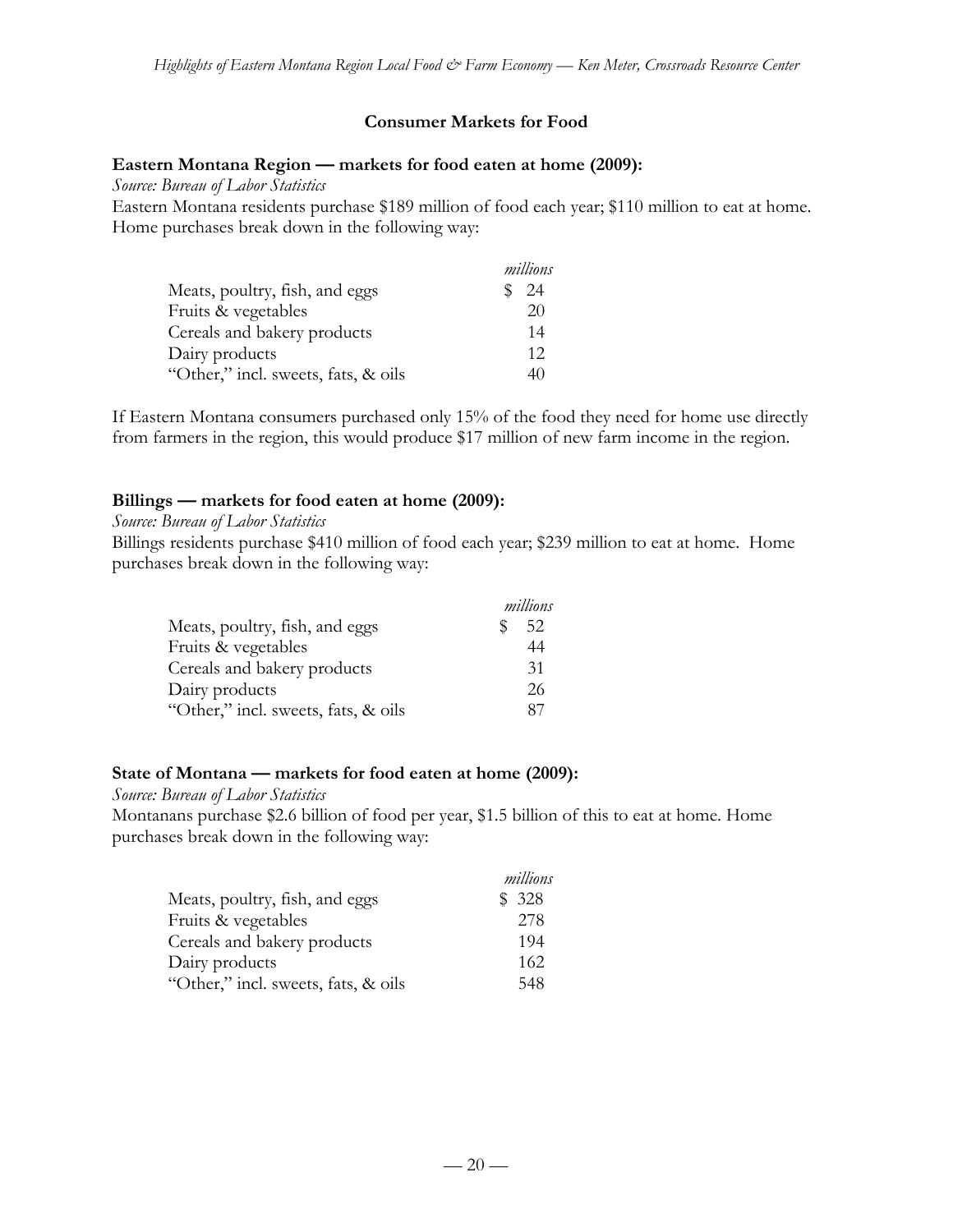## Consumer Markets for Food

### Eastern Montana Region — markets for food eaten at home (2009):

*Source: Bureau of Labor Statistics*

Eastern Montana residents purchase $189 million of food each year; $110 million to eat at home. Home purchases break down in the following way:

| | *millions* |
|---|---|
| Meats, poultry, fish, and eggs | $ 24 |
| Fruits & vegetables | 20 |
| Cereals and bakery products | 14 |
| Dairy products | 12 |
| "Other," incl. sweets, fats, & oils | 40 |

If Eastern Montana consumers purchased only 15% of the food they need for home use directly from farmers in the region, this would produce $17 million of new farm income in the region.

### Billings — markets for food eaten at home (2009):

*Source: Bureau of Labor Statistics*

Billings residents purchase $410 million of food each year; $239 million to eat at home. Home purchases break down in the following way:

| | *millions* |
|---|---|
| Meats, poultry, fish, and eggs | $ 52 |
| Fruits & vegetables | 44 |
| Cereals and bakery products | 31 |
| Dairy products | 26 |
| "Other," incl. sweets, fats, & oils | 87 |

### State of Montana — markets for food eaten at home (2009):

*Source: Bureau of Labor Statistics*

Montanans purchase $2.6 billion of food per year, $1.5 billion of this to eat at home. Home purchases break down in the following way:

| | *millions* |
|---|---|
| Meats, poultry, fish, and eggs | $ 328 |
| Fruits & vegetables | 278 |
| Cereals and bakery products | 194 |
| Dairy products | 162 |
| "Other," incl. sweets, fats, & oils | 548 |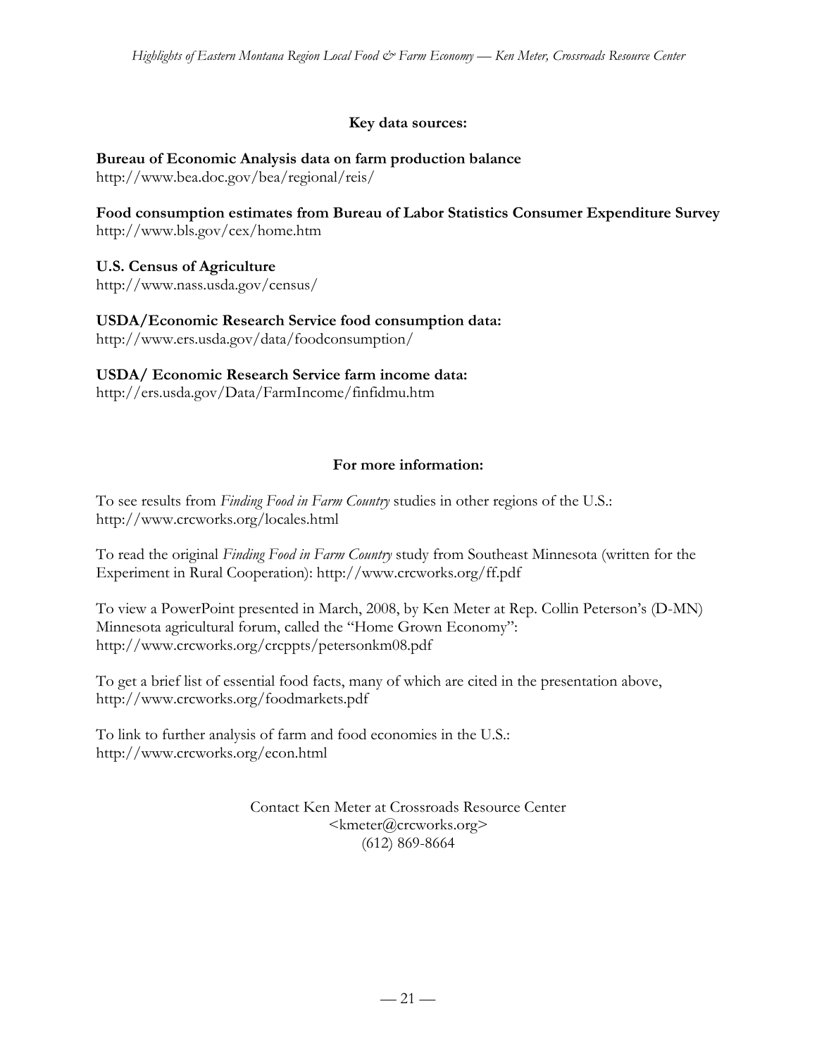## Key data sources:

**Bureau of Economic Analysis data on farm production balance**
http://www.bea.doc.gov/bea/regional/reis/

**Food consumption estimates from Bureau of Labor Statistics Consumer Expenditure Survey**
http://www.bls.gov/cex/home.htm

**U.S. Census of Agriculture**
http://www.nass.usda.gov/census/

**USDA/Economic Research Service food consumption data:**
http://www.ers.usda.gov/data/foodconsumption/

**USDA/ Economic Research Service farm income data:**
http://ers.usda.gov/Data/FarmIncome/finfidmu.htm

## For more information:

To see results from *Finding Food in Farm Country* studies in other regions of the U.S.:
http://www.crcworks.org/locales.html

To read the original *Finding Food in Farm Country* study from Southeast Minnesota (written for the Experiment in Rural Cooperation): http://www.crcworks.org/ff.pdf

To view a PowerPoint presented in March, 2008, by Ken Meter at Rep. Collin Peterson's (D-MN) Minnesota agricultural forum, called the "Home Grown Economy":
http://www.crcworks.org/crcppts/petersonkm08.pdf

To get a brief list of essential food facts, many of which are cited in the presentation above,
http://www.crcworks.org/foodmarkets.pdf

To link to further analysis of farm and food economies in the U.S.:
http://www.crcworks.org/econ.html

Contact Ken Meter at Crossroads Resource Center
<kmeter@crcworks.org>
(612) 869-8664